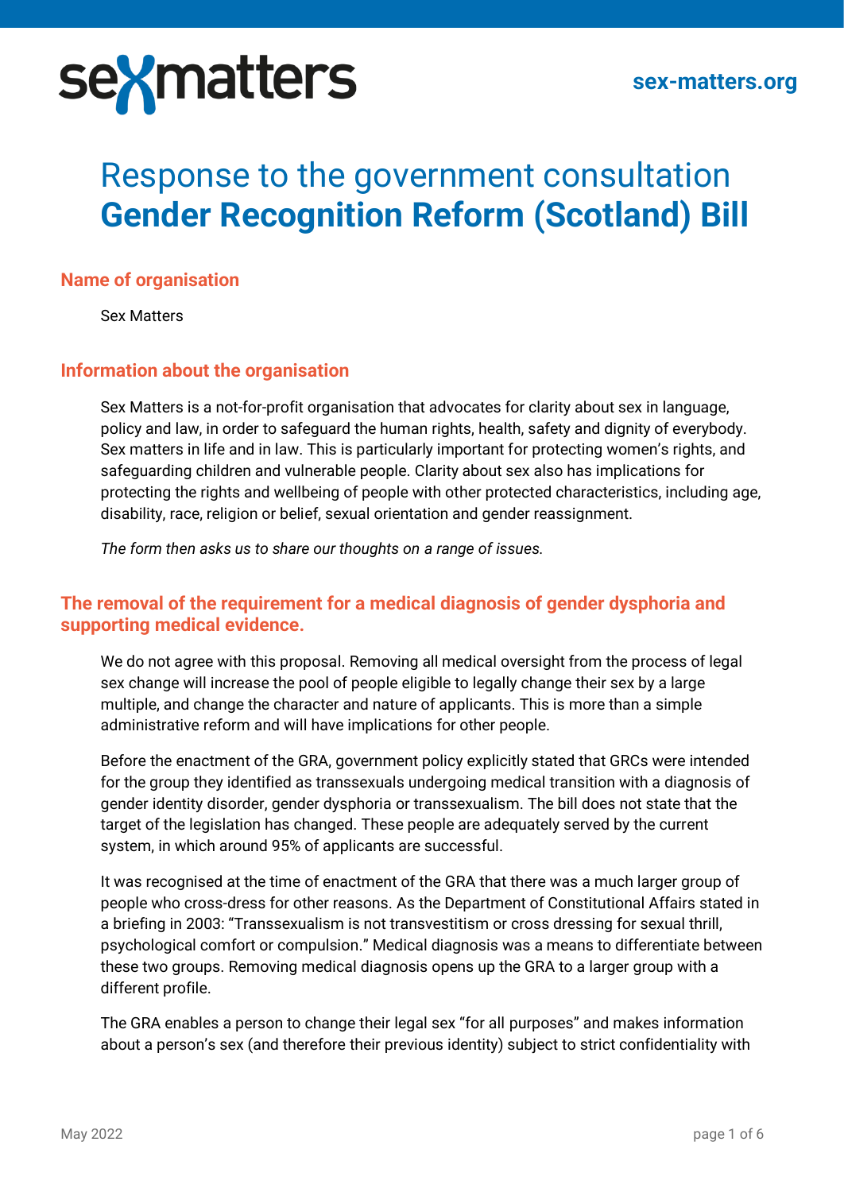sexmatters

sex-matters.org

# Response to the government consultation **Gender Recognition Reform (Scotland) Bill**

## Name of organisation

Sex Matters

## Information about the organisation

Sex Matters is a not-for-profit organisation that advocates for clarity about sex in language, policy and law, in order to safeguard the human rights, health, safety and dignity of everybody. Sex matters in life and in law. This is particularly important for protecting women's rights, and safeguarding children and vulnerable people. Clarity about sex also has implications for protecting the rights and wellbeing of people with other protected characteristics, including age, disability, race, religion or belief, sexual orientation and gender reassignment.

*The form then asks us to share our thoughts on a range of issues.*

## The removal of the requirement for a medical diagnosis of gender dysphoria and supporting medical evidence.

We do not agree with this proposal. Removing all medical oversight from the process of legal sex change will increase the pool of people eligible to legally change their sex by a large multiple, and change the character and nature of applicants. This is more than a simple administrative reform and will have implications for other people.

Before the enactment of the GRA, government policy explicitly stated that GRCs were intended for the group they identified as transsexuals undergoing medical transition with a diagnosis of gender identity disorder, gender dysphoria or transsexualism. The bill does not state that the target of the legislation has changed. These people are adequately served by the current system, in which around 95% of applicants are successful.

It was recognised at the time of enactment of the GRA that there was a much larger group of people who cross-dress for other reasons. As the Department of Constitutional Affairs stated in a briefing in 2003: "Transsexualism is not transvestitism or cross dressing for sexual thrill, psychological comfort or compulsion." Medical diagnosis was a means to differentiate between these two groups. Removing medical diagnosis opens up the GRA to a larger group with a different profile.

The GRA enables a person to change their legal sex "for all purposes" and makes information about a person's sex (and therefore their previous identity) subject to strict confidentiality with

May 2022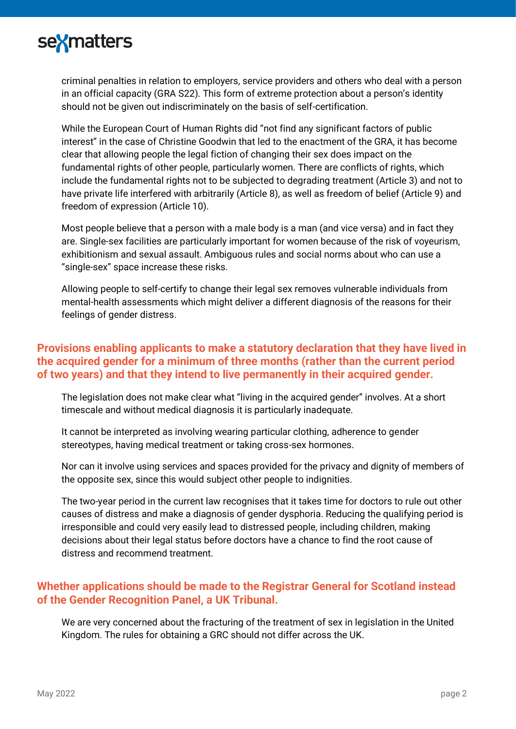criminal penalties in relation to employers, service providers and others who deal with a person in an official capacity (GRA S22). This form of extreme protection about a person's identity should not be given out indiscriminately on the basis of self-certification.

While the European Court of Human Rights did "not find any significant factors of public interest" in the case of Christine Goodwin that led to the enactment of the GRA, it has become clear that allowing people the legal fiction of changing their sex does impact on the fundamental rights of other people, particularly women. There are conflicts of rights, which include the fundamental rights not to be subjected to degrading treatment (Article 3) and not to have private life interfered with arbitrarily (Article 8), as well as freedom of belief (Article 9) and freedom of expression (Article 10).

Most people believe that a person with a male body is a man (and vice versa) and in fact they are. Single-sex facilities are particularly important for women because of the risk of voyeurism, exhibitionism and sexual assault. Ambiguous rules and social norms about who can use a "single-sex" space increase these risks.

Allowing people to self-certify to change their legal sex removes vulnerable individuals from mental-health assessments which might deliver a different diagnosis of the reasons for their feelings of gender distress.

## Provisions enabling applicants to make a statutory declaration that they have lived in the acquired gender for a minimum of three months (rather than the current period of two years) and that they intend to live permanently in their acquired gender.

The legislation does not make clear what "living in the acquired gender" involves. At a short timescale and without medical diagnosis it is particularly inadequate.

It cannot be interpreted as involving wearing particular clothing, adherence to gender stereotypes, having medical treatment or taking cross-sex hormones.

Nor can it involve using services and spaces provided for the privacy and dignity of members of the opposite sex, since this would subject other people to indignities.

The two-year period in the current law recognises that it takes time for doctors to rule out other causes of distress and make a diagnosis of gender dysphoria. Reducing the qualifying period is irresponsible and could very easily lead to distressed people, including children, making decisions about their legal status before doctors have a chance to find the root cause of distress and recommend treatment.

## Whether applications should be made to the Registrar General for Scotland instead of the Gender Recognition Panel, a UK Tribunal.

We are very concerned about the fracturing of the treatment of sex in legislation in the United Kingdom. The rules for obtaining a GRC should not differ across the UK.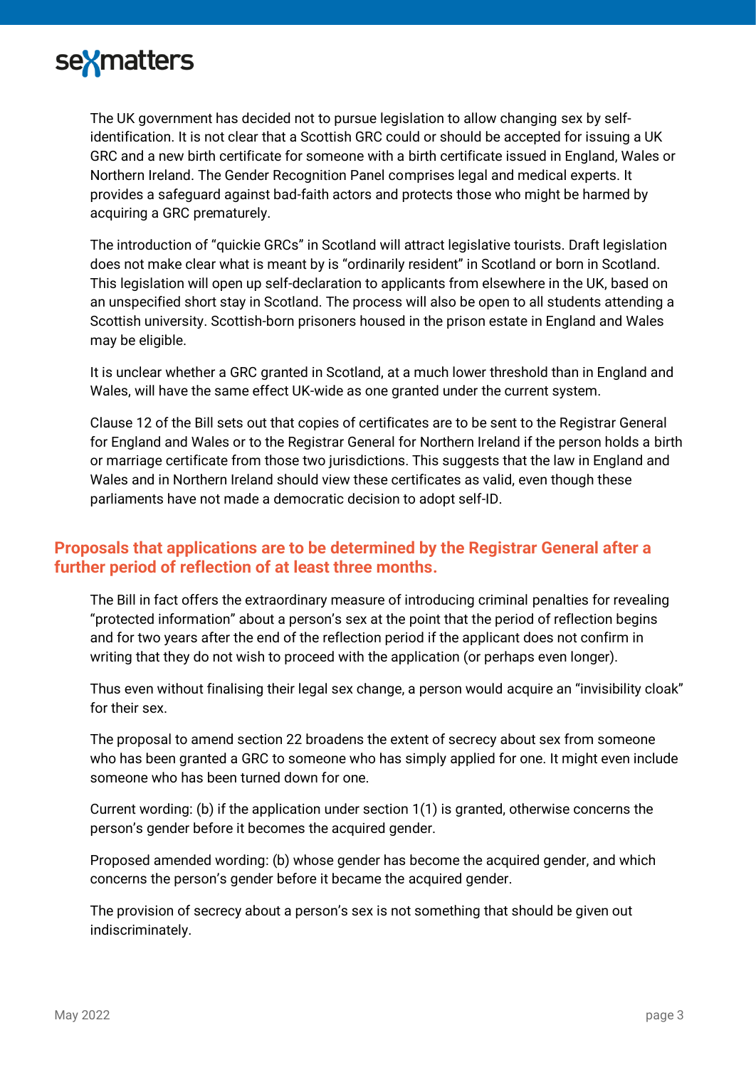The UK government has decided not to pursue legislation to allow changing sex by self-identification. It is not clear that a Scottish GRC could or should be accepted for issuing a UK GRC and a new birth certificate for someone with a birth certificate issued in England, Wales or Northern Ireland. The Gender Recognition Panel comprises legal and medical experts. It provides a safeguard against bad-faith actors and protects those who might be harmed by acquiring a GRC prematurely.

The introduction of "quickie GRCs" in Scotland will attract legislative tourists. Draft legislation does not make clear what is meant by is "ordinarily resident" in Scotland or born in Scotland. This legislation will open up self-declaration to applicants from elsewhere in the UK, based on an unspecified short stay in Scotland. The process will also be open to all students attending a Scottish university. Scottish-born prisoners housed in the prison estate in England and Wales may be eligible.

It is unclear whether a GRC granted in Scotland, at a much lower threshold than in England and Wales, will have the same effect UK-wide as one granted under the current system.

Clause 12 of the Bill sets out that copies of certificates are to be sent to the Registrar General for England and Wales or to the Registrar General for Northern Ireland if the person holds a birth or marriage certificate from those two jurisdictions. This suggests that the law in England and Wales and in Northern Ireland should view these certificates as valid, even though these parliaments have not made a democratic decision to adopt self-ID.

## Proposals that applications are to be determined by the Registrar General after a further period of reflection of at least three months.

The Bill in fact offers the extraordinary measure of introducing criminal penalties for revealing "protected information" about a person's sex at the point that the period of reflection begins and for two years after the end of the reflection period if the applicant does not confirm in writing that they do not wish to proceed with the application (or perhaps even longer).

Thus even without finalising their legal sex change, a person would acquire an "invisibility cloak" for their sex.

The proposal to amend section 22 broadens the extent of secrecy about sex from someone who has been granted a GRC to someone who has simply applied for one. It might even include someone who has been turned down for one.

Current wording: (b) if the application under section 1(1) is granted, otherwise concerns the person's gender before it becomes the acquired gender.

Proposed amended wording: (b) whose gender has become the acquired gender, and which concerns the person's gender before it became the acquired gender.

The provision of secrecy about a person's sex is not something that should be given out indiscriminately.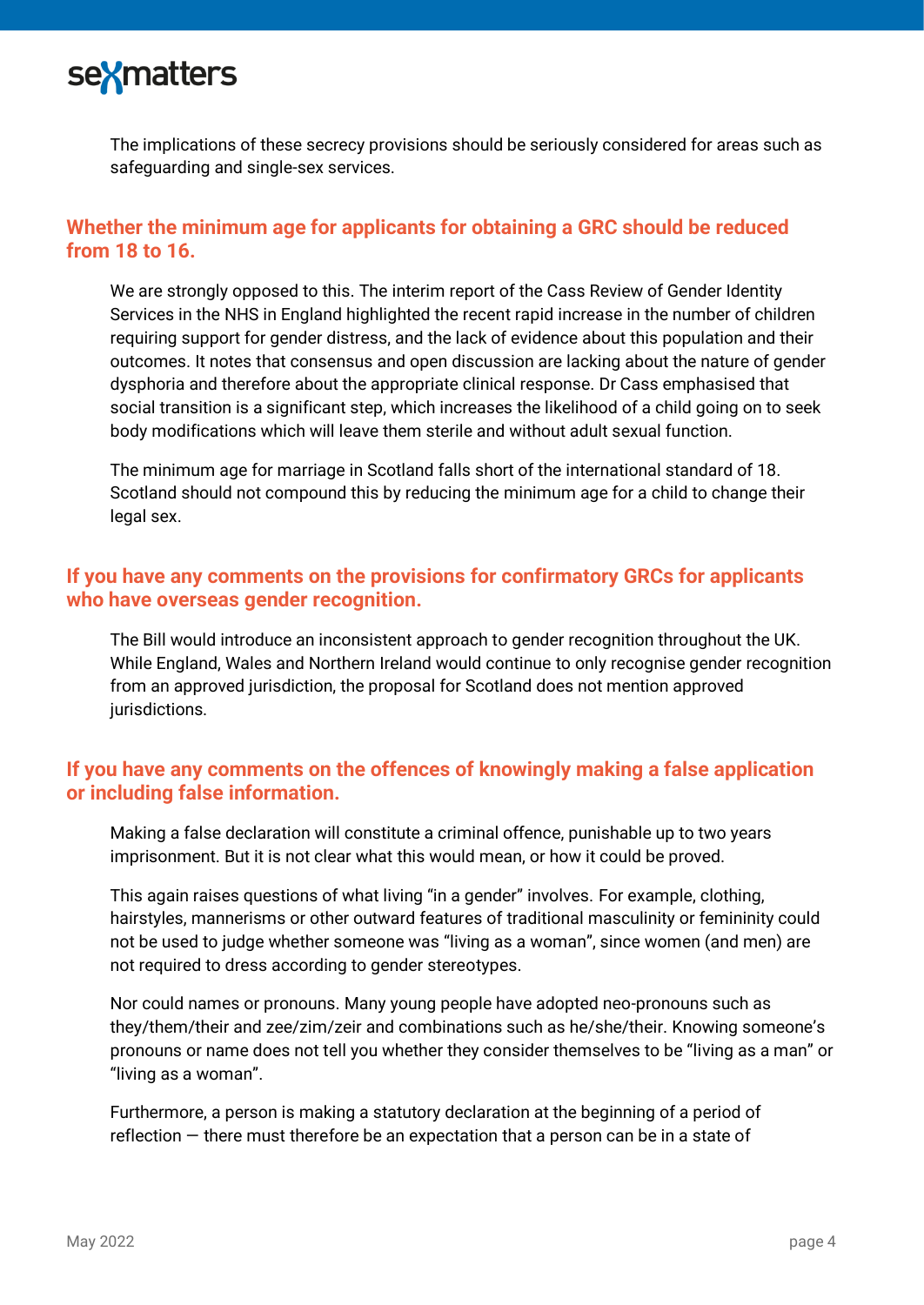The implications of these secrecy provisions should be seriously considered for areas such as safeguarding and single-sex services.

## Whether the minimum age for applicants for obtaining a GRC should be reduced from 18 to 16.

We are strongly opposed to this. The interim report of the Cass Review of Gender Identity Services in the NHS in England highlighted the recent rapid increase in the number of children requiring support for gender distress, and the lack of evidence about this population and their outcomes. It notes that consensus and open discussion are lacking about the nature of gender dysphoria and therefore about the appropriate clinical response. Dr Cass emphasised that social transition is a significant step, which increases the likelihood of a child going on to seek body modifications which will leave them sterile and without adult sexual function.

The minimum age for marriage in Scotland falls short of the international standard of 18. Scotland should not compound this by reducing the minimum age for a child to change their legal sex.

## If you have any comments on the provisions for confirmatory GRCs for applicants who have overseas gender recognition.

The Bill would introduce an inconsistent approach to gender recognition throughout the UK. While England, Wales and Northern Ireland would continue to only recognise gender recognition from an approved jurisdiction, the proposal for Scotland does not mention approved jurisdictions.

## If you have any comments on the offences of knowingly making a false application or including false information.

Making a false declaration will constitute a criminal offence, punishable up to two years imprisonment. But it is not clear what this would mean, or how it could be proved.

This again raises questions of what living "in a gender" involves. For example, clothing, hairstyles, mannerisms or other outward features of traditional masculinity or femininity could not be used to judge whether someone was "living as a woman", since women (and men) are not required to dress according to gender stereotypes.

Nor could names or pronouns. Many young people have adopted neo-pronouns such as they/them/their and zee/zim/zeir and combinations such as he/she/their. Knowing someone's pronouns or name does not tell you whether they consider themselves to be "living as a man" or "living as a woman".

Furthermore, a person is making a statutory declaration at the beginning of a period of reflection — there must therefore be an expectation that a person can be in a state of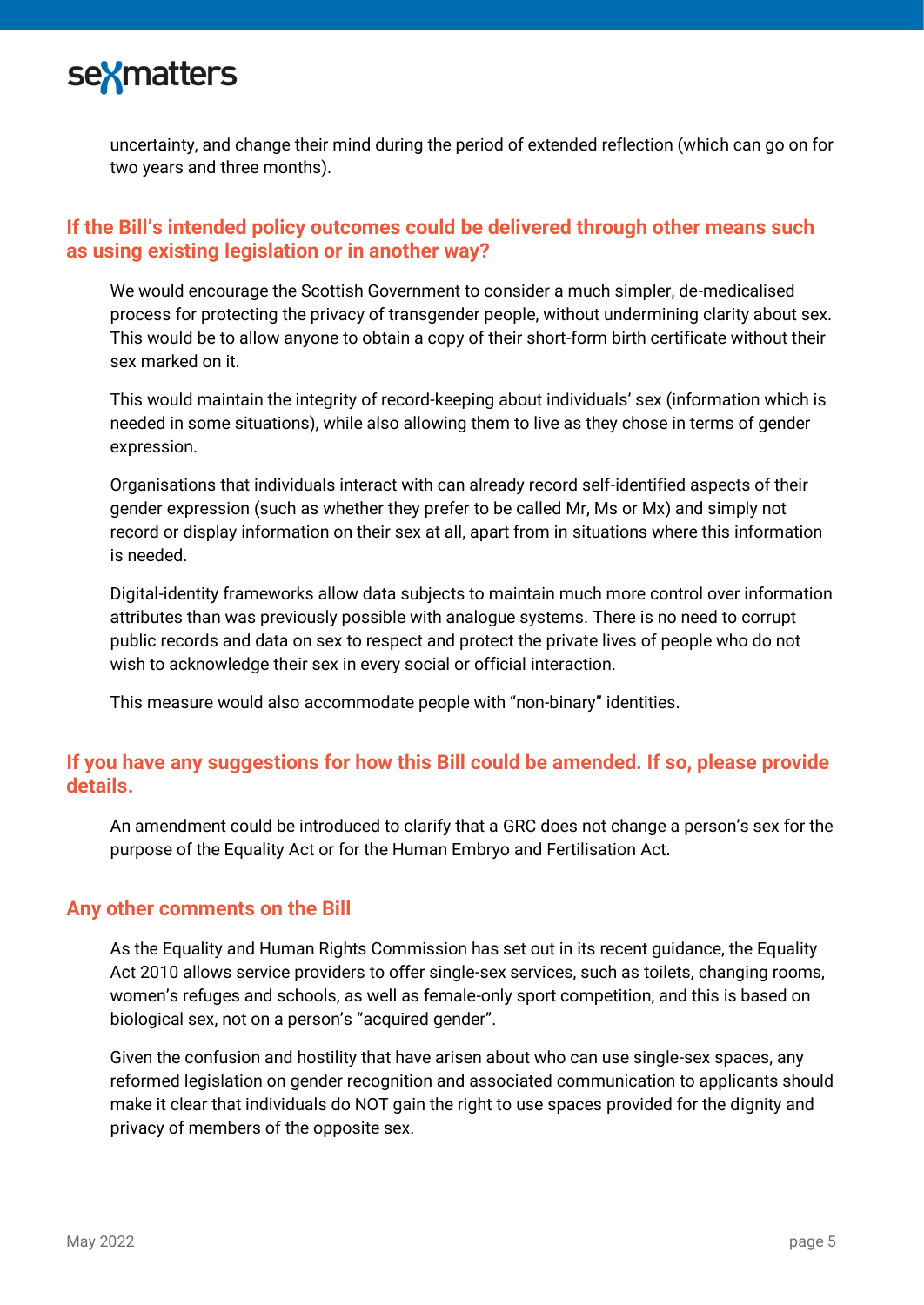uncertainty, and change their mind during the period of extended reflection (which can go on for two years and three months).

## If the Bill's intended policy outcomes could be delivered through other means such as using existing legislation or in another way?

We would encourage the Scottish Government to consider a much simpler, de-medicalised process for protecting the privacy of transgender people, without undermining clarity about sex. This would be to allow anyone to obtain a copy of their short-form birth certificate without their sex marked on it.

This would maintain the integrity of record-keeping about individuals' sex (information which is needed in some situations), while also allowing them to live as they chose in terms of gender expression.

Organisations that individuals interact with can already record self-identified aspects of their gender expression (such as whether they prefer to be called Mr, Ms or Mx) and simply not record or display information on their sex at all, apart from in situations where this information is needed.

Digital-identity frameworks allow data subjects to maintain much more control over information attributes than was previously possible with analogue systems. There is no need to corrupt public records and data on sex to respect and protect the private lives of people who do not wish to acknowledge their sex in every social or official interaction.

This measure would also accommodate people with "non-binary" identities.

## If you have any suggestions for how this Bill could be amended. If so, please provide details.

An amendment could be introduced to clarify that a GRC does not change a person's sex for the purpose of the Equality Act or for the Human Embryo and Fertilisation Act.

## Any other comments on the Bill

As the Equality and Human Rights Commission has set out in its recent guidance, the Equality Act 2010 allows service providers to offer single-sex services, such as toilets, changing rooms, women's refuges and schools, as well as female-only sport competition, and this is based on biological sex, not on a person's "acquired gender".

Given the confusion and hostility that have arisen about who can use single-sex spaces, any reformed legislation on gender recognition and associated communication to applicants should make it clear that individuals do NOT gain the right to use spaces provided for the dignity and privacy of members of the opposite sex.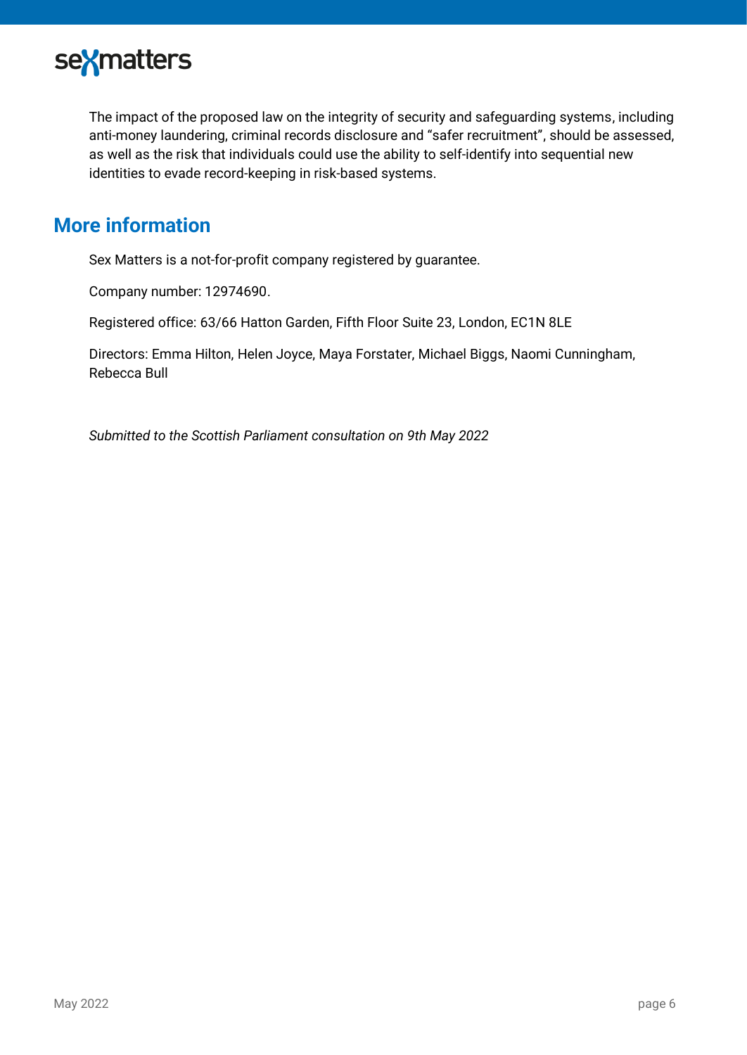The impact of the proposed law on the integrity of security and safeguarding systems, including anti-money laundering, criminal records disclosure and "safer recruitment", should be assessed, as well as the risk that individuals could use the ability to self-identify into sequential new identities to evade record-keeping in risk-based systems.

## More information

Sex Matters is a not-for-profit company registered by guarantee.

Company number: 12974690.

Registered office: 63/66 Hatton Garden, Fifth Floor Suite 23, London, EC1N 8LE

Directors: Emma Hilton, Helen Joyce, Maya Forstater, Michael Biggs, Naomi Cunningham, Rebecca Bull

*Submitted to the Scottish Parliament consultation on 9th May 2022*